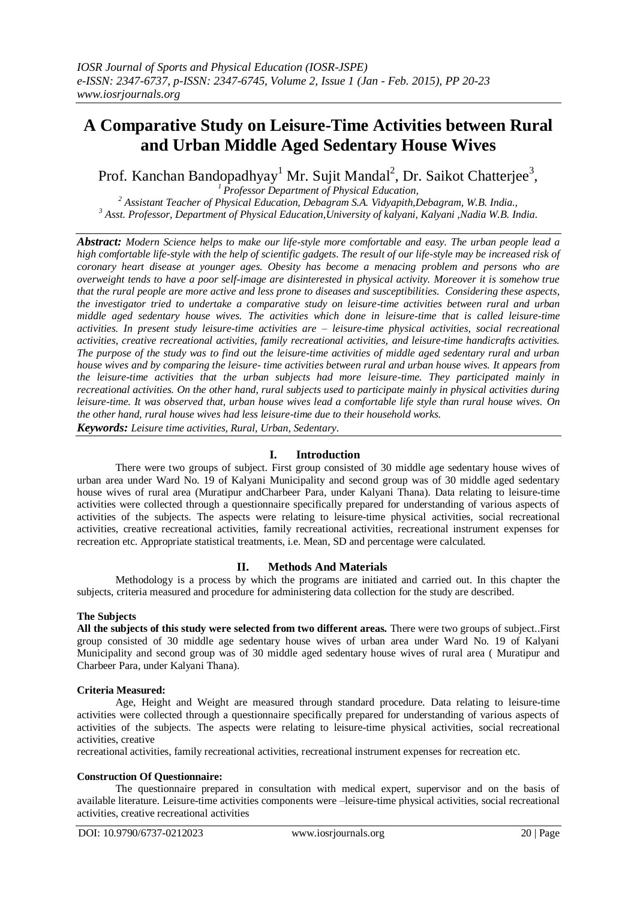# A Comparative Study on Leisure-Time Activities between Rural and Urban Middle Aged Sedentary House Wives

Prof. Kanchan Bandopadhyay[1] Mr. Sujit Mandal[2], Dr. Saikot Chatterjee[3],

[1] Professor Department of Physical Education,

[2] Assistant Teacher of Physical Education, Debagram S.A. Vidyapith,Debagram, W.B. India.,

[3] Asst. Professor, Department of Physical Education,University of kalyani, Kalyani ,Nadia W.B. India.

***Abstract:*** *Modern Science helps to make our life-style more comfortable and easy. The urban people lead a high comfortable life-style with the help of scientific gadgets. The result of our life-style may be increased risk of coronary heart disease at younger ages. Obesity has become a menacing problem and persons who are overweight tends to have a poor self-image are disinterested in physical activity. Moreover it is somehow true that the rural people are more active and less prone to diseases and susceptibilities. Considering these aspects, the investigator tried to undertake a comparative study on leisure-time activities between rural and urban middle aged sedentary house wives. The activities which done in leisure-time that is called leisure-time activities. In present study leisure-time activities are – leisure-time physical activities, social recreational activities, creative recreational activities, family recreational activities, and leisure-time handicrafts activities. The purpose of the study was to find out the leisure-time activities of middle aged sedentary rural and urban house wives and by comparing the leisure- time activities between rural and urban house wives. It appears from the leisure-time activities that the urban subjects had more leisure-time. They participated mainly in recreational activities. On the other hand, rural subjects used to participate mainly in physical activities during leisure-time. It was observed that, urban house wives lead a comfortable life style than rural house wives. On the other hand, rural house wives had less leisure-time due to their household works.*

***Keywords:*** *Leisure time activities, Rural, Urban, Sedentary.*

## I. Introduction

There were two groups of subject. First group consisted of 30 middle age sedentary house wives of urban area under Ward No. 19 of Kalyani Municipality and second group was of 30 middle aged sedentary house wives of rural area (Muratipur andCharbeer Para, under Kalyani Thana). Data relating to leisure-time activities were collected through a questionnaire specifically prepared for understanding of various aspects of activities of the subjects. The aspects were relating to leisure-time physical activities, social recreational activities, creative recreational activities, family recreational activities, recreational instrument expenses for recreation etc. Appropriate statistical treatments, i.e. Mean, SD and percentage were calculated.

## II. Methods And Materials

Methodology is a process by which the programs are initiated and carried out. In this chapter the subjects, criteria measured and procedure for administering data collection for the study are described.

### The Subjects

**All the subjects of this study were selected from two different areas.** There were two groups of subject..First group consisted of 30 middle age sedentary house wives of urban area under Ward No. 19 of Kalyani Municipality and second group was of 30 middle aged sedentary house wives of rural area ( Muratipur and Charbeer Para, under Kalyani Thana).

### Criteria Measured:

Age, Height and Weight are measured through standard procedure. Data relating to leisure-time activities were collected through a questionnaire specifically prepared for understanding of various aspects of activities of the subjects. The aspects were relating to leisure-time physical activities, social recreational activities, creative recreational activities, family recreational activities, recreational instrument expenses for recreation etc.

### Construction Of Questionnaire:

The questionnaire prepared in consultation with medical expert, supervisor and on the basis of available literature. Leisure-time activities components were –leisure-time physical activities, social recreational activities, creative recreational activities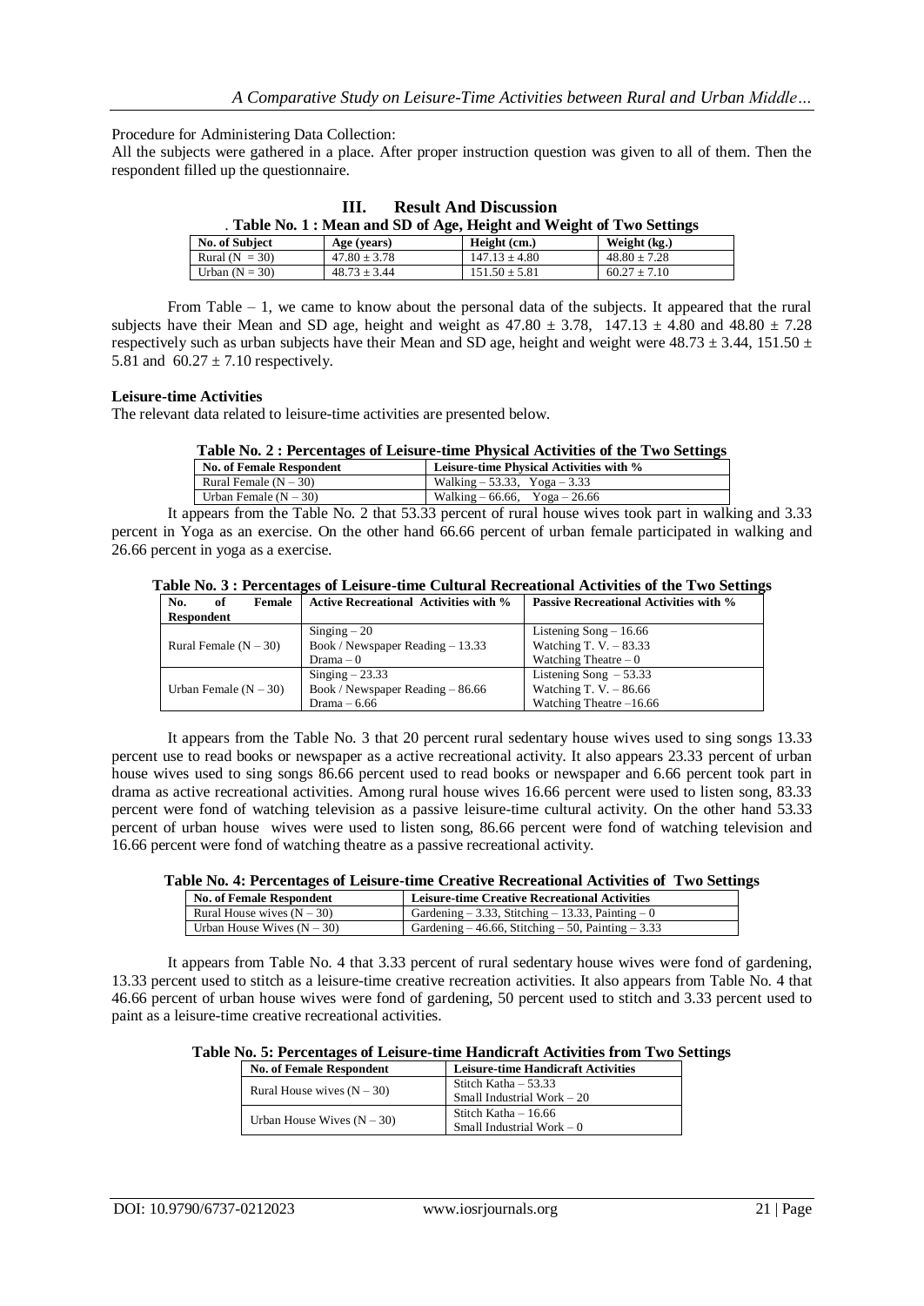Procedure for Administering Data Collection:

All the subjects were gathered in a place. After proper instruction question was given to all of them. Then the respondent filled up the questionnaire.

## III. Result And Discussion

**Table No. 1 : Mean and SD of Age, Height and Weight of Two Settings**

| No. of Subject | Age (years) | Height (cm.) | Weight (kg.) |
|---|---|---|---|
| Rural (N = 30) | 47.80 ± 3.78 | 147.13 ± 4.80 | 48.80 ± 7.28 |
| Urban (N = 30) | 48.73 ± 3.44 | 151.50 ± 5.81 | 60.27 ± 7.10 |

From Table – 1, we came to know about the personal data of the subjects. It appeared that the rural subjects have their Mean and SD age, height and weight as 47.80 ± 3.78, 147.13 ± 4.80 and 48.80 ± 7.28 respectively such as urban subjects have their Mean and SD age, height and weight were 48.73 ± 3.44, 151.50 ± 5.81 and 60.27 ± 7.10 respectively.

**Leisure-time Activities**

The relevant data related to leisure-time activities are presented below.

**Table No. 2 : Percentages of Leisure-time Physical Activities of the Two Settings**

| No. of Female Respondent | Leisure-time Physical Activities with % |
|---|---|
| Rural Female (N – 30) | Walking – 53.33, Yoga – 3.33 |
| Urban Female (N – 30) | Walking – 66.66, Yoga – 26.66 |

It appears from the Table No. 2 that 53.33 percent of rural house wives took part in walking and 3.33 percent in Yoga as an exercise. On the other hand 66.66 percent of urban female participated in walking and 26.66 percent in yoga as a exercise.

**Table No. 3 : Percentages of Leisure-time Cultural Recreational Activities of the Two Settings**

| No. of Female Respondent | Active Recreational Activities with % | Passive Recreational Activities with % |
|---|---|---|
| Rural Female (N – 30) | Singing – 20<br>Book / Newspaper Reading – 13.33<br>Drama – 0 | Listening Song – 16.66<br>Watching T. V. – 83.33<br>Watching Theatre – 0 |
| Urban Female (N – 30) | Singing – 23.33<br>Book / Newspaper Reading – 86.66<br>Drama – 6.66 | Listening Song – 53.33<br>Watching T. V. – 86.66<br>Watching Theatre –16.66 |

It appears from the Table No. 3 that 20 percent rural sedentary house wives used to sing songs 13.33 percent use to read books or newspaper as a active recreational activity. It also appears 23.33 percent of urban house wives used to sing songs 86.66 percent used to read books or newspaper and 6.66 percent took part in drama as active recreational activities. Among rural house wives 16.66 percent were used to listen song, 83.33 percent were fond of watching television as a passive leisure-time cultural activity. On the other hand 53.33 percent of urban house wives were used to listen song, 86.66 percent were fond of watching television and 16.66 percent were fond of watching theatre as a passive recreational activity.

**Table No. 4: Percentages of Leisure-time Creative Recreational Activities of Two Settings**

| No. of Female Respondent | Leisure-time Creative Recreational Activities |
|---|---|
| Rural House wives (N – 30) | Gardening – 3.33, Stitching – 13.33, Painting – 0 |
| Urban House Wives (N – 30) | Gardening – 46.66, Stitching – 50, Painting – 3.33 |

It appears from Table No. 4 that 3.33 percent of rural sedentary house wives were fond of gardening, 13.33 percent used to stitch as a leisure-time creative recreation activities. It also appears from Table No. 4 that 46.66 percent of urban house wives were fond of gardening, 50 percent used to stitch and 3.33 percent used to paint as a leisure-time creative recreational activities.

**Table No. 5: Percentages of Leisure-time Handicraft Activities from Two Settings**

| No. of Female Respondent | Leisure-time Handicraft Activities |
|---|---|
| Rural House wives (N – 30) | Stitch Katha – 53.33<br>Small Industrial Work – 20 |
| Urban House Wives (N – 30) | Stitch Katha – 16.66<br>Small Industrial Work – 0 |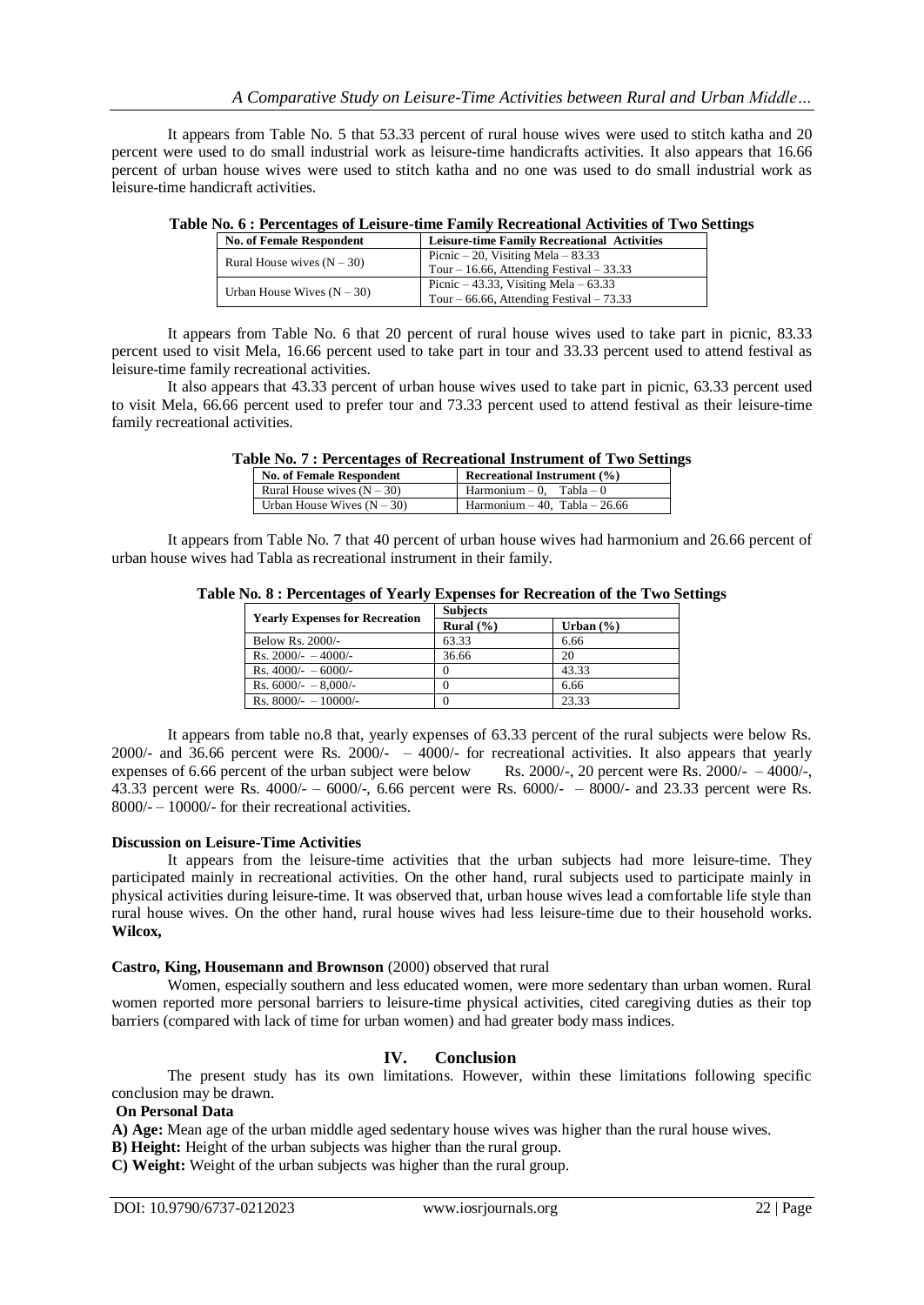It appears from Table No. 5 that 53.33 percent of rural house wives were used to stitch katha and 20 percent were used to do small industrial work as leisure-time handicrafts activities. It also appears that 16.66 percent of urban house wives were used to stitch katha and no one was used to do small industrial work as leisure-time handicraft activities.

**Table No. 6 : Percentages of Leisure-time Family Recreational Activities of Two Settings**

| No. of Female Respondent | Leisure-time Family Recreational Activities |
|---|---|
| Rural House wives (N – 30) | Picnic – 20, Visiting Mela – 83.33<br>Tour – 16.66, Attending Festival – 33.33 |
| Urban House Wives (N – 30) | Picnic – 43.33, Visiting Mela – 63.33<br>Tour – 66.66, Attending Festival – 73.33 |

It appears from Table No. 6 that 20 percent of rural house wives used to take part in picnic, 83.33 percent used to visit Mela, 16.66 percent used to take part in tour and 33.33 percent used to attend festival as leisure-time family recreational activities.

It also appears that 43.33 percent of urban house wives used to take part in picnic, 63.33 percent used to visit Mela, 66.66 percent used to prefer tour and 73.33 percent used to attend festival as their leisure-time family recreational activities.

**Table No. 7 : Percentages of Recreational Instrument of Two Settings**

| No. of Female Respondent | Recreational Instrument (%) |
|---|---|
| Rural House wives (N – 30) | Harmonium – 0, Tabla – 0 |
| Urban House Wives (N – 30) | Harmonium – 40, Tabla – 26.66 |

It appears from Table No. 7 that 40 percent of urban house wives had harmonium and 26.66 percent of urban house wives had Tabla as recreational instrument in their family.

**Table No. 8 : Percentages of Yearly Expenses for Recreation of the Two Settings**

| Yearly Expenses for Recreation | Subjects | |
|---|---|---|
| | Rural (%) | Urban (%) |
| Below Rs. 2000/- | 63.33 | 6.66 |
| Rs. 2000/- – 4000/- | 36.66 | 20 |
| Rs. 4000/- – 6000/- | 0 | 43.33 |
| Rs. 6000/- – 8,000/- | 0 | 6.66 |
| Rs. 8000/- – 10000/- | 0 | 23.33 |

It appears from table no.8 that, yearly expenses of 63.33 percent of the rural subjects were below Rs. 2000/- and 36.66 percent were Rs. 2000/- – 4000/- for recreational activities. It also appears that yearly expenses of 6.66 percent of the urban subject were below Rs. 2000/-, 20 percent were Rs. 2000/- – 4000/-, 43.33 percent were Rs. 4000/- – 6000/-, 6.66 percent were Rs. 6000/- – 8000/- and 23.33 percent were Rs. 8000/- – 10000/- for their recreational activities.

**Discussion on Leisure-Time Activities**

It appears from the leisure-time activities that the urban subjects had more leisure-time. They participated mainly in recreational activities. On the other hand, rural subjects used to participate mainly in physical activities during leisure-time. It was observed that, urban house wives lead a comfortable life style than rural house wives. On the other hand, rural house wives had less leisure-time due to their household works. **Wilcox,**

**Castro, King, Housemann and Brownson** (2000) observed that rural

Women, especially southern and less educated women, were more sedentary than urban women. Rural women reported more personal barriers to leisure-time physical activities, cited caregiving duties as their top barriers (compared with lack of time for urban women) and had greater body mass indices.

## IV. Conclusion

The present study has its own limitations. However, within these limitations following specific conclusion may be drawn.

**On Personal Data**

**A) Age:** Mean age of the urban middle aged sedentary house wives was higher than the rural house wives.

**B) Height:** Height of the urban subjects was higher than the rural group.

**C) Weight:** Weight of the urban subjects was higher than the rural group.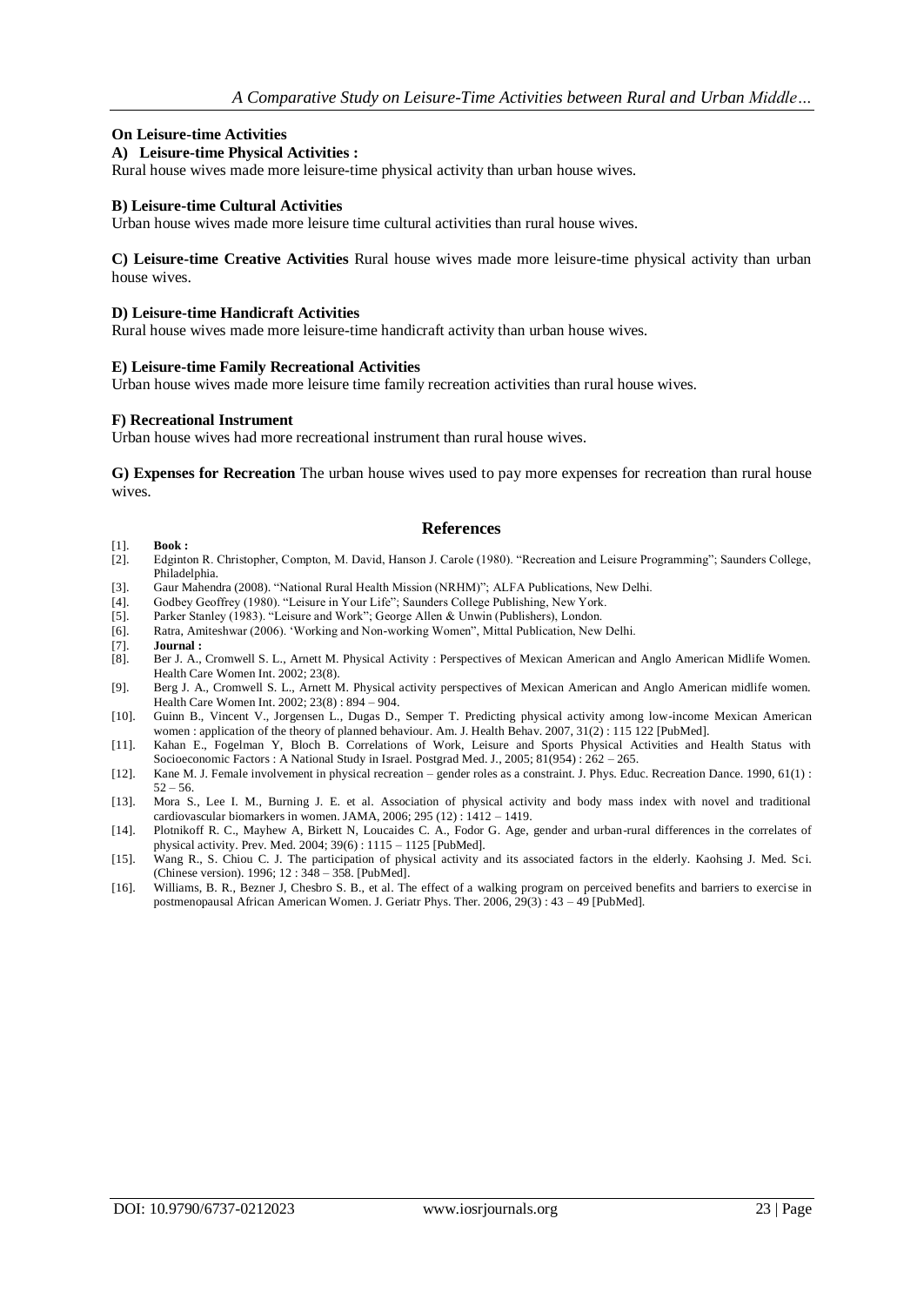**On Leisure-time Activities**

**A) Leisure-time Physical Activities :**

Rural house wives made more leisure-time physical activity than urban house wives.

**B) Leisure-time Cultural Activities**

Urban house wives made more leisure time cultural activities than rural house wives.

**C) Leisure-time Creative Activities** Rural house wives made more leisure-time physical activity than urban house wives.

**D) Leisure-time Handicraft Activities**

Rural house wives made more leisure-time handicraft activity than urban house wives.

**E) Leisure-time Family Recreational Activities**

Urban house wives made more leisure time family recreation activities than rural house wives.

**F) Recreational Instrument**

Urban house wives had more recreational instrument than rural house wives.

**G) Expenses for Recreation** The urban house wives used to pay more expenses for recreation than rural house wives.

## References

[1]. **Book :**

[2]. Edginton R. Christopher, Compton, M. David, Hanson J. Carole (1980). "Recreation and Leisure Programming"; Saunders College, Philadelphia.

[3]. Gaur Mahendra (2008). "National Rural Health Mission (NRHM)"; ALFA Publications, New Delhi.

[4]. Godbey Geoffrey (1980). "Leisure in Your Life"; Saunders College Publishing, New York.

[5]. Parker Stanley (1983). "Leisure and Work"; George Allen & Unwin (Publishers), London.

[6]. Ratra, Amiteshwar (2006). 'Working and Non-working Women", Mittal Publication, New Delhi.

[7]. **Journal :**

[8]. Ber J. A., Cromwell S. L., Arnett M. Physical Activity : Perspectives of Mexican American and Anglo American Midlife Women. Health Care Women Int. 2002; 23(8).

[9]. Berg J. A., Cromwell S. L., Arnett M. Physical activity perspectives of Mexican American and Anglo American midlife women. Health Care Women Int. 2002; 23(8) : 894 – 904.

[10]. Guinn B., Vincent V., Jorgensen L., Dugas D., Semper T. Predicting physical activity among low-income Mexican American women : application of the theory of planned behaviour. Am. J. Health Behav. 2007, 31(2) : 115 122 [PubMed].

[11]. Kahan E., Fogelman Y, Bloch B. Correlations of Work, Leisure and Sports Physical Activities and Health Status with Socioeconomic Factors : A National Study in Israel. Postgrad Med. J., 2005; 81(954) : 262 – 265.

[12]. Kane M. J. Female involvement in physical recreation – gender roles as a constraint. J. Phys. Educ. Recreation Dance. 1990, 61(1) : 52 – 56.

[13]. Mora S., Lee I. M., Burning J. E. et al. Association of physical activity and body mass index with novel and traditional cardiovascular biomarkers in women. JAMA, 2006; 295 (12) : 1412 – 1419.

[14]. Plotnikoff R. C., Mayhew A, Birkett N, Loucaides C. A., Fodor G. Age, gender and urban-rural differences in the correlates of physical activity. Prev. Med. 2004; 39(6) : 1115 – 1125 [PubMed].

[15]. Wang R., S. Chiou C. J. The participation of physical activity and its associated factors in the elderly. Kaohsing J. Med. Sci. (Chinese version). 1996; 12 : 348 – 358. [PubMed].

[16]. Williams, B. R., Bezner J, Chesbro S. B., et al. The effect of a walking program on perceived benefits and barriers to exercise in postmenopausal African American Women. J. Geriatr Phys. Ther. 2006, 29(3) : 43 – 49 [PubMed].